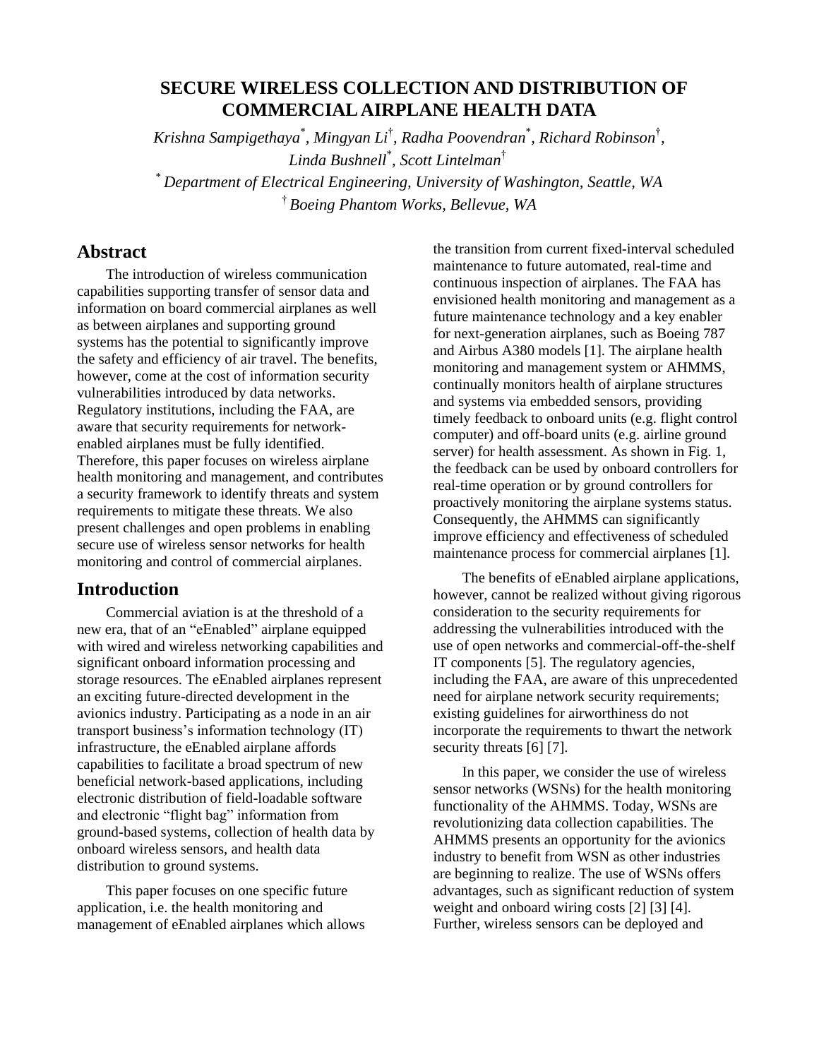# SECURE WIRELESS COLLECTION AND DISTRIBUTION OF COMMERCIAL AIRPLANE HEALTH DATA

*Krishna Sampigethaya[*], Mingyan Li[†], Radha Poovendran[*], Richard Robinson[†], Linda Bushnell[*], Scott Lintelman[†]*

[*] *Department of Electrical Engineering, University of Washington, Seattle, WA*

[†] *Boeing Phantom Works, Bellevue, WA*

## Abstract

The introduction of wireless communication capabilities supporting transfer of sensor data and information on board commercial airplanes as well as between airplanes and supporting ground systems has the potential to significantly improve the safety and efficiency of air travel. The benefits, however, come at the cost of information security vulnerabilities introduced by data networks. Regulatory institutions, including the FAA, are aware that security requirements for network-enabled airplanes must be fully identified. Therefore, this paper focuses on wireless airplane health monitoring and management, and contributes a security framework to identify threats and system requirements to mitigate these threats. We also present challenges and open problems in enabling secure use of wireless sensor networks for health monitoring and control of commercial airplanes.

## Introduction

Commercial aviation is at the threshold of a new era, that of an "eEnabled" airplane equipped with wired and wireless networking capabilities and significant onboard information processing and storage resources. The eEnabled airplanes represent an exciting future-directed development in the avionics industry. Participating as a node in an air transport business's information technology (IT) infrastructure, the eEnabled airplane affords capabilities to facilitate a broad spectrum of new beneficial network-based applications, including electronic distribution of field-loadable software and electronic "flight bag" information from ground-based systems, collection of health data by onboard wireless sensors, and health data distribution to ground systems.

This paper focuses on one specific future application, i.e. the health monitoring and management of eEnabled airplanes which allows the transition from current fixed-interval scheduled maintenance to future automated, real-time and continuous inspection of airplanes. The FAA has envisioned health monitoring and management as a future maintenance technology and a key enabler for next-generation airplanes, such as Boeing 787 and Airbus A380 models [1]. The airplane health monitoring and management system or AHMMS, continually monitors health of airplane structures and systems via embedded sensors, providing timely feedback to onboard units (e.g. flight control computer) and off-board units (e.g. airline ground server) for health assessment. As shown in Fig. 1, the feedback can be used by onboard controllers for real-time operation or by ground controllers for proactively monitoring the airplane systems status. Consequently, the AHMMS can significantly improve efficiency and effectiveness of scheduled maintenance process for commercial airplanes [1].

The benefits of eEnabled airplane applications, however, cannot be realized without giving rigorous consideration to the security requirements for addressing the vulnerabilities introduced with the use of open networks and commercial-off-the-shelf IT components [5]. The regulatory agencies, including the FAA, are aware of this unprecedented need for airplane network security requirements; existing guidelines for airworthiness do not incorporate the requirements to thwart the network security threats [6] [7].

In this paper, we consider the use of wireless sensor networks (WSNs) for the health monitoring functionality of the AHMMS. Today, WSNs are revolutionizing data collection capabilities. The AHMMS presents an opportunity for the avionics industry to benefit from WSN as other industries are beginning to realize. The use of WSNs offers advantages, such as significant reduction of system weight and onboard wiring costs [2] [3] [4]. Further, wireless sensors can be deployed and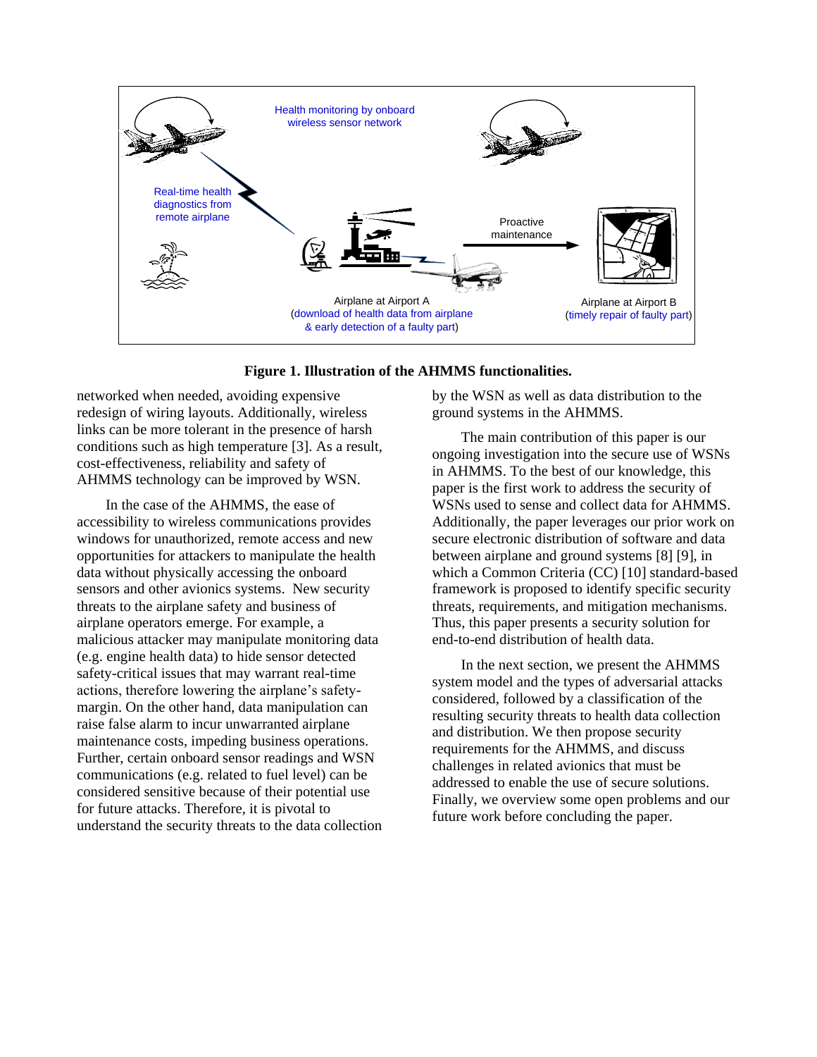**Figure 1. Illustration of the AHMMS functionalities.**

networked when needed, avoiding expensive redesign of wiring layouts. Additionally, wireless links can be more tolerant in the presence of harsh conditions such as high temperature [3]. As a result, cost-effectiveness, reliability and safety of AHMMS technology can be improved by WSN.

In the case of the AHMMS, the ease of accessibility to wireless communications provides windows for unauthorized, remote access and new opportunities for attackers to manipulate the health data without physically accessing the onboard sensors and other avionics systems. New security threats to the airplane safety and business of airplane operators emerge. For example, a malicious attacker may manipulate monitoring data (e.g. engine health data) to hide sensor detected safety-critical issues that may warrant real-time actions, therefore lowering the airplane's safety-margin. On the other hand, data manipulation can raise false alarm to incur unwarranted airplane maintenance costs, impeding business operations. Further, certain onboard sensor readings and WSN communications (e.g. related to fuel level) can be considered sensitive because of their potential use for future attacks. Therefore, it is pivotal to understand the security threats to the data collection by the WSN as well as data distribution to the ground systems in the AHMMS.

The main contribution of this paper is our ongoing investigation into the secure use of WSNs in AHMMS. To the best of our knowledge, this paper is the first work to address the security of WSNs used to sense and collect data for AHMMS. Additionally, the paper leverages our prior work on secure electronic distribution of software and data between airplane and ground systems [8] [9], in which a Common Criteria (CC) [10] standard-based framework is proposed to identify specific security threats, requirements, and mitigation mechanisms. Thus, this paper presents a security solution for end-to-end distribution of health data.

In the next section, we present the AHMMS system model and the types of adversarial attacks considered, followed by a classification of the resulting security threats to health data collection and distribution. We then propose security requirements for the AHMMS, and discuss challenges in related avionics that must be addressed to enable the use of secure solutions. Finally, we overview some open problems and our future work before concluding the paper.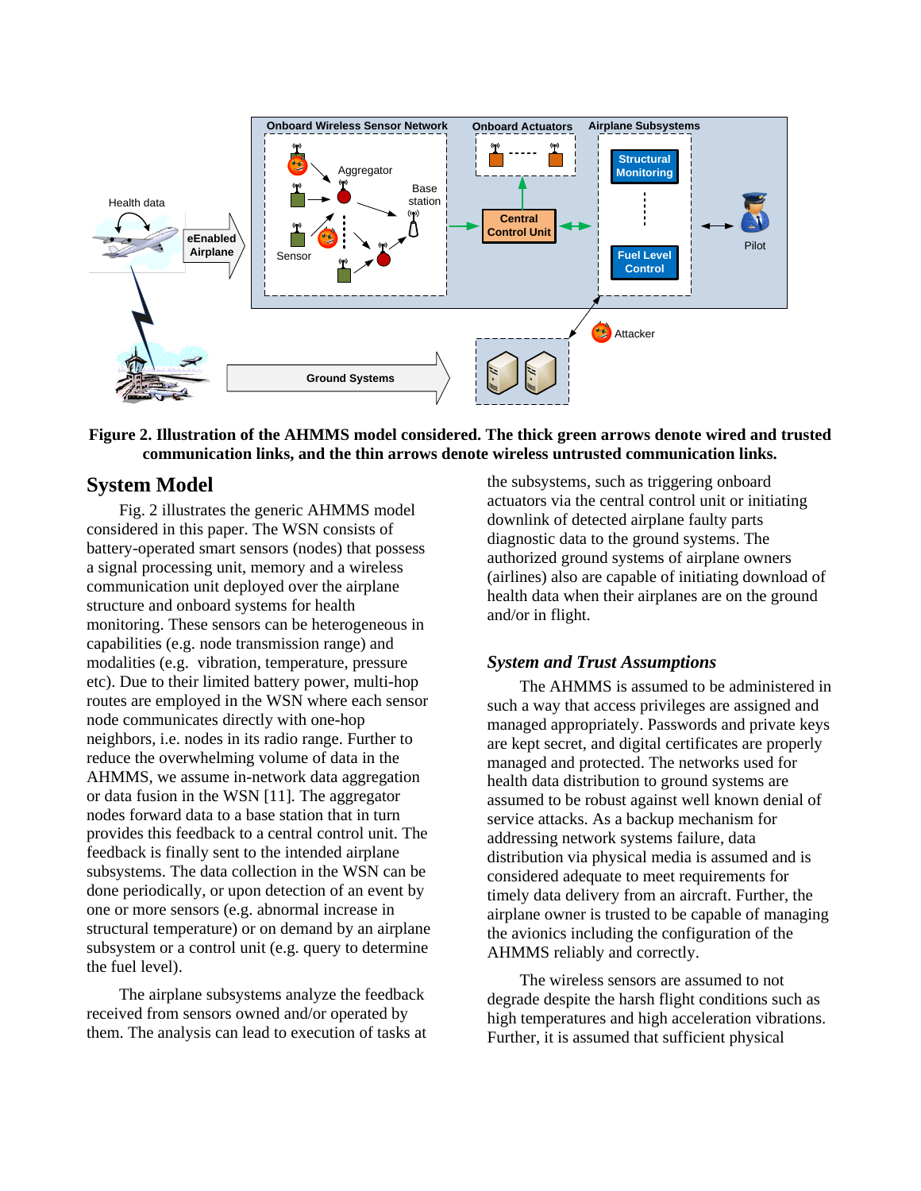**Figure 2. Illustration of the AHMMS model considered. The thick green arrows denote wired and trusted communication links, and the thin arrows denote wireless untrusted communication links.**

## System Model

Fig. 2 illustrates the generic AHMMS model considered in this paper. The WSN consists of battery-operated smart sensors (nodes) that possess a signal processing unit, memory and a wireless communication unit deployed over the airplane structure and onboard systems for health monitoring. These sensors can be heterogeneous in capabilities (e.g. node transmission range) and modalities (e.g. vibration, temperature, pressure etc). Due to their limited battery power, multi-hop routes are employed in the WSN where each sensor node communicates directly with one-hop neighbors, i.e. nodes in its radio range. Further to reduce the overwhelming volume of data in the AHMMS, we assume in-network data aggregation or data fusion in the WSN [11]. The aggregator nodes forward data to a base station that in turn provides this feedback to a central control unit. The feedback is finally sent to the intended airplane subsystems. The data collection in the WSN can be done periodically, or upon detection of an event by one or more sensors (e.g. abnormal increase in structural temperature) or on demand by an airplane subsystem or a control unit (e.g. query to determine the fuel level).

The airplane subsystems analyze the feedback received from sensors owned and/or operated by them. The analysis can lead to execution of tasks at the subsystems, such as triggering onboard actuators via the central control unit or initiating downlink of detected airplane faulty parts diagnostic data to the ground systems. The authorized ground systems of airplane owners (airlines) also are capable of initiating download of health data when their airplanes are on the ground and/or in flight.

### *System and Trust Assumptions*

The AHMMS is assumed to be administered in such a way that access privileges are assigned and managed appropriately. Passwords and private keys are kept secret, and digital certificates are properly managed and protected. The networks used for health data distribution to ground systems are assumed to be robust against well known denial of service attacks. As a backup mechanism for addressing network systems failure, data distribution via physical media is assumed and is considered adequate to meet requirements for timely data delivery from an aircraft. Further, the airplane owner is trusted to be capable of managing the avionics including the configuration of the AHMMS reliably and correctly.

The wireless sensors are assumed to not degrade despite the harsh flight conditions such as high temperatures and high acceleration vibrations. Further, it is assumed that sufficient physical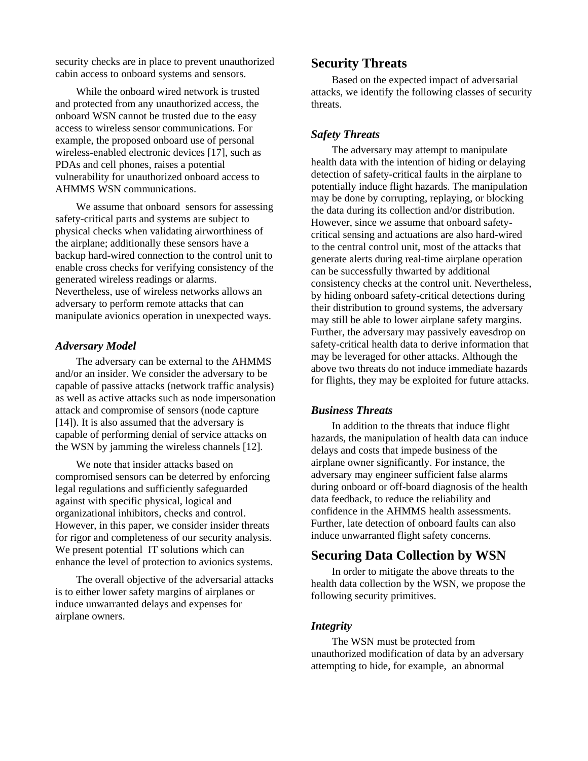security checks are in place to prevent unauthorized cabin access to onboard systems and sensors.

While the onboard wired network is trusted and protected from any unauthorized access, the onboard WSN cannot be trusted due to the easy access to wireless sensor communications. For example, the proposed onboard use of personal wireless-enabled electronic devices [17], such as PDAs and cell phones, raises a potential vulnerability for unauthorized onboard access to AHMMS WSN communications.

We assume that onboard sensors for assessing safety-critical parts and systems are subject to physical checks when validating airworthiness of the airplane; additionally these sensors have a backup hard-wired connection to the control unit to enable cross checks for verifying consistency of the generated wireless readings or alarms. Nevertheless, use of wireless networks allows an adversary to perform remote attacks that can manipulate avionics operation in unexpected ways.

### *Adversary Model*

The adversary can be external to the AHMMS and/or an insider. We consider the adversary to be capable of passive attacks (network traffic analysis) as well as active attacks such as node impersonation attack and compromise of sensors (node capture [14]). It is also assumed that the adversary is capable of performing denial of service attacks on the WSN by jamming the wireless channels [12].

We note that insider attacks based on compromised sensors can be deterred by enforcing legal regulations and sufficiently safeguarded against with specific physical, logical and organizational inhibitors, checks and control. However, in this paper, we consider insider threats for rigor and completeness of our security analysis. We present potential IT solutions which can enhance the level of protection to avionics systems.

The overall objective of the adversarial attacks is to either lower safety margins of airplanes or induce unwarranted delays and expenses for airplane owners.

## Security Threats

Based on the expected impact of adversarial attacks, we identify the following classes of security threats.

### *Safety Threats*

The adversary may attempt to manipulate health data with the intention of hiding or delaying detection of safety-critical faults in the airplane to potentially induce flight hazards. The manipulation may be done by corrupting, replaying, or blocking the data during its collection and/or distribution. However, since we assume that onboard safety-critical sensing and actuations are also hard-wired to the central control unit, most of the attacks that generate alerts during real-time airplane operation can be successfully thwarted by additional consistency checks at the control unit. Nevertheless, by hiding onboard safety-critical detections during their distribution to ground systems, the adversary may still be able to lower airplane safety margins. Further, the adversary may passively eavesdrop on safety-critical health data to derive information that may be leveraged for other attacks. Although the above two threats do not induce immediate hazards for flights, they may be exploited for future attacks.

### *Business Threats*

In addition to the threats that induce flight hazards, the manipulation of health data can induce delays and costs that impede business of the airplane owner significantly. For instance, the adversary may engineer sufficient false alarms during onboard or off-board diagnosis of the health data feedback, to reduce the reliability and confidence in the AHMMS health assessments. Further, late detection of onboard faults can also induce unwarranted flight safety concerns.

## Securing Data Collection by WSN

In order to mitigate the above threats to the health data collection by the WSN, we propose the following security primitives.

### *Integrity*

The WSN must be protected from unauthorized modification of data by an adversary attempting to hide, for example, an abnormal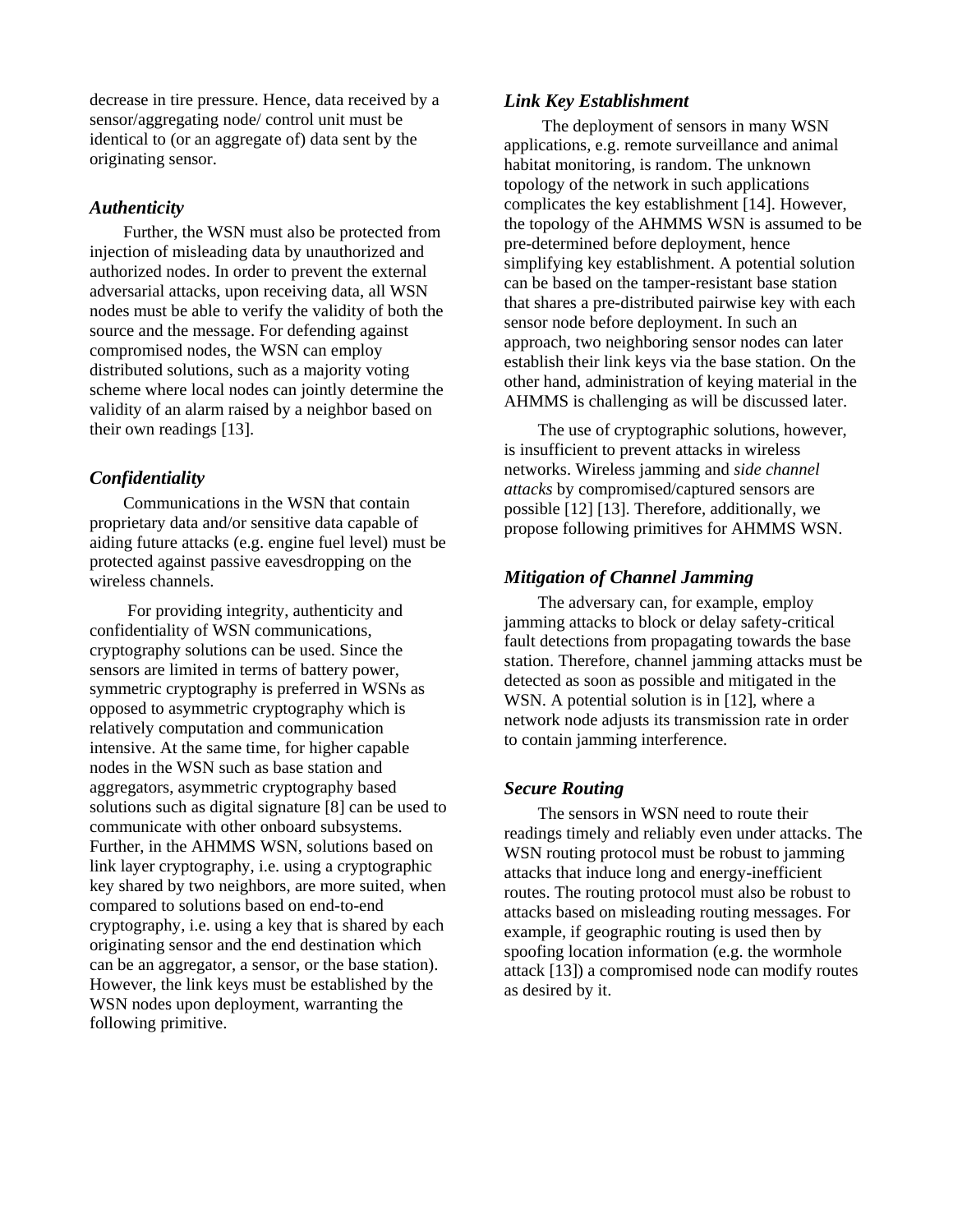decrease in tire pressure. Hence, data received by a sensor/aggregating node/ control unit must be identical to (or an aggregate of) data sent by the originating sensor.

### *Authenticity*

Further, the WSN must also be protected from injection of misleading data by unauthorized and authorized nodes. In order to prevent the external adversarial attacks, upon receiving data, all WSN nodes must be able to verify the validity of both the source and the message. For defending against compromised nodes, the WSN can employ distributed solutions, such as a majority voting scheme where local nodes can jointly determine the validity of an alarm raised by a neighbor based on their own readings [13].

### *Confidentiality*

Communications in the WSN that contain proprietary data and/or sensitive data capable of aiding future attacks (e.g. engine fuel level) must be protected against passive eavesdropping on the wireless channels.

For providing integrity, authenticity and confidentiality of WSN communications, cryptography solutions can be used. Since the sensors are limited in terms of battery power, symmetric cryptography is preferred in WSNs as opposed to asymmetric cryptography which is relatively computation and communication intensive. At the same time, for higher capable nodes in the WSN such as base station and aggregators, asymmetric cryptography based solutions such as digital signature [8] can be used to communicate with other onboard subsystems. Further, in the AHMMS WSN, solutions based on link layer cryptography, i.e. using a cryptographic key shared by two neighbors, are more suited, when compared to solutions based on end-to-end cryptography, i.e. using a key that is shared by each originating sensor and the end destination which can be an aggregator, a sensor, or the base station). However, the link keys must be established by the WSN nodes upon deployment, warranting the following primitive.

### *Link Key Establishment*

The deployment of sensors in many WSN applications, e.g. remote surveillance and animal habitat monitoring, is random. The unknown topology of the network in such applications complicates the key establishment [14]. However, the topology of the AHMMS WSN is assumed to be pre-determined before deployment, hence simplifying key establishment. A potential solution can be based on the tamper-resistant base station that shares a pre-distributed pairwise key with each sensor node before deployment. In such an approach, two neighboring sensor nodes can later establish their link keys via the base station. On the other hand, administration of keying material in the AHMMS is challenging as will be discussed later.

The use of cryptographic solutions, however, is insufficient to prevent attacks in wireless networks. Wireless jamming and *side channel attacks* by compromised/captured sensors are possible [12] [13]. Therefore, additionally, we propose following primitives for AHMMS WSN.

### *Mitigation of Channel Jamming*

The adversary can, for example, employ jamming attacks to block or delay safety-critical fault detections from propagating towards the base station. Therefore, channel jamming attacks must be detected as soon as possible and mitigated in the WSN. A potential solution is in [12], where a network node adjusts its transmission rate in order to contain jamming interference.

### *Secure Routing*

The sensors in WSN need to route their readings timely and reliably even under attacks. The WSN routing protocol must be robust to jamming attacks that induce long and energy-inefficient routes. The routing protocol must also be robust to attacks based on misleading routing messages. For example, if geographic routing is used then by spoofing location information (e.g. the wormhole attack [13]) a compromised node can modify routes as desired by it.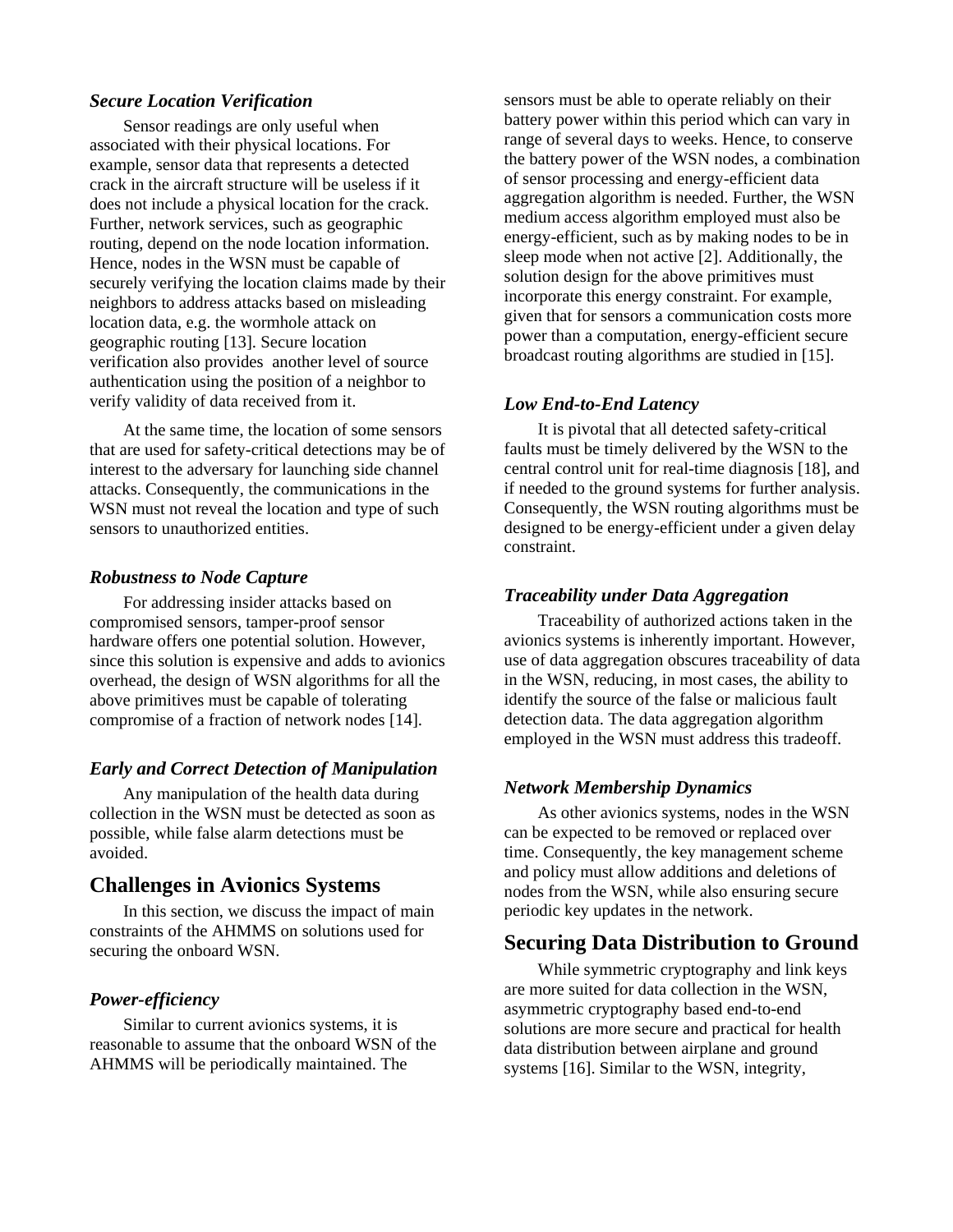### *Secure Location Verification*

Sensor readings are only useful when associated with their physical locations. For example, sensor data that represents a detected crack in the aircraft structure will be useless if it does not include a physical location for the crack. Further, network services, such as geographic routing, depend on the node location information. Hence, nodes in the WSN must be capable of securely verifying the location claims made by their neighbors to address attacks based on misleading location data, e.g. the wormhole attack on geographic routing [13]. Secure location verification also provides another level of source authentication using the position of a neighbor to verify validity of data received from it.

At the same time, the location of some sensors that are used for safety-critical detections may be of interest to the adversary for launching side channel attacks. Consequently, the communications in the WSN must not reveal the location and type of such sensors to unauthorized entities.

### *Robustness to Node Capture*

For addressing insider attacks based on compromised sensors, tamper-proof sensor hardware offers one potential solution. However, since this solution is expensive and adds to avionics overhead, the design of WSN algorithms for all the above primitives must be capable of tolerating compromise of a fraction of network nodes [14].

### *Early and Correct Detection of Manipulation*

Any manipulation of the health data during collection in the WSN must be detected as soon as possible, while false alarm detections must be avoided.

## Challenges in Avionics Systems

In this section, we discuss the impact of main constraints of the AHMMS on solutions used for securing the onboard WSN.

### *Power-efficiency*

Similar to current avionics systems, it is reasonable to assume that the onboard WSN of the AHMMS will be periodically maintained. The sensors must be able to operate reliably on their battery power within this period which can vary in range of several days to weeks. Hence, to conserve the battery power of the WSN nodes, a combination of sensor processing and energy-efficient data aggregation algorithm is needed. Further, the WSN medium access algorithm employed must also be energy-efficient, such as by making nodes to be in sleep mode when not active [2]. Additionally, the solution design for the above primitives must incorporate this energy constraint. For example, given that for sensors a communication costs more power than a computation, energy-efficient secure broadcast routing algorithms are studied in [15].

### *Low End-to-End Latency*

It is pivotal that all detected safety-critical faults must be timely delivered by the WSN to the central control unit for real-time diagnosis [18], and if needed to the ground systems for further analysis. Consequently, the WSN routing algorithms must be designed to be energy-efficient under a given delay constraint.

### *Traceability under Data Aggregation*

Traceability of authorized actions taken in the avionics systems is inherently important. However, use of data aggregation obscures traceability of data in the WSN, reducing, in most cases, the ability to identify the source of the false or malicious fault detection data. The data aggregation algorithm employed in the WSN must address this tradeoff.

### *Network Membership Dynamics*

As other avionics systems, nodes in the WSN can be expected to be removed or replaced over time. Consequently, the key management scheme and policy must allow additions and deletions of nodes from the WSN, while also ensuring secure periodic key updates in the network.

## Securing Data Distribution to Ground

While symmetric cryptography and link keys are more suited for data collection in the WSN, asymmetric cryptography based end-to-end solutions are more secure and practical for health data distribution between airplane and ground systems [16]. Similar to the WSN, integrity,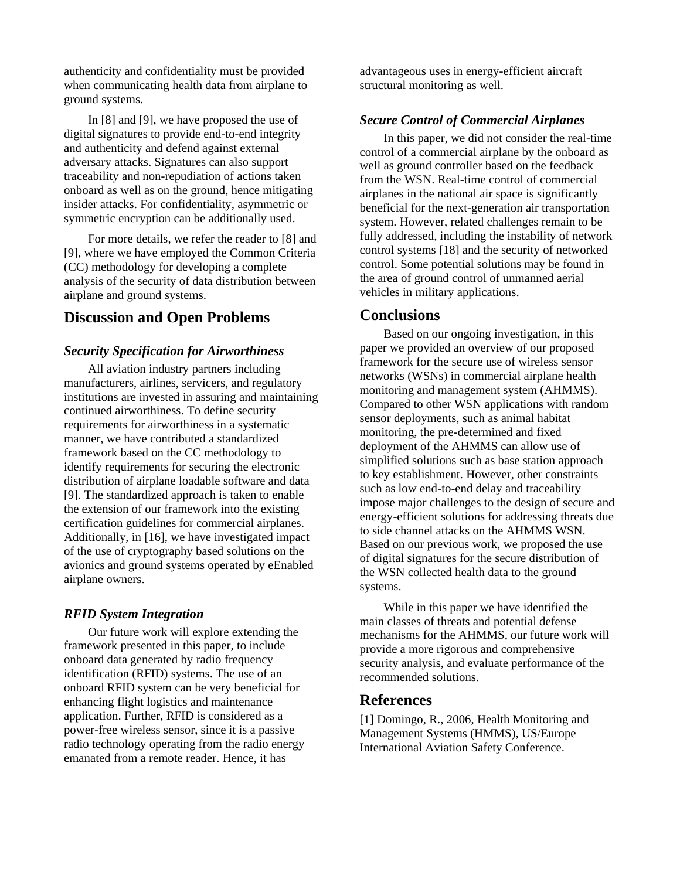authenticity and confidentiality must be provided when communicating health data from airplane to ground systems.

In [8] and [9], we have proposed the use of digital signatures to provide end-to-end integrity and authenticity and defend against external adversary attacks. Signatures can also support traceability and non-repudiation of actions taken onboard as well as on the ground, hence mitigating insider attacks. For confidentiality, asymmetric or symmetric encryption can be additionally used.

For more details, we refer the reader to [8] and [9], where we have employed the Common Criteria (CC) methodology for developing a complete analysis of the security of data distribution between airplane and ground systems.

## Discussion and Open Problems

### *Security Specification for Airworthiness*

All aviation industry partners including manufacturers, airlines, servicers, and regulatory institutions are invested in assuring and maintaining continued airworthiness. To define security requirements for airworthiness in a systematic manner, we have contributed a standardized framework based on the CC methodology to identify requirements for securing the electronic distribution of airplane loadable software and data [9]. The standardized approach is taken to enable the extension of our framework into the existing certification guidelines for commercial airplanes. Additionally, in [16], we have investigated impact of the use of cryptography based solutions on the avionics and ground systems operated by eEnabled airplane owners.

### *RFID System Integration*

Our future work will explore extending the framework presented in this paper, to include onboard data generated by radio frequency identification (RFID) systems. The use of an onboard RFID system can be very beneficial for enhancing flight logistics and maintenance application. Further, RFID is considered as a power-free wireless sensor, since it is a passive radio technology operating from the radio energy emanated from a remote reader. Hence, it has advantageous uses in energy-efficient aircraft structural monitoring as well.

### *Secure Control of Commercial Airplanes*

In this paper, we did not consider the real-time control of a commercial airplane by the onboard as well as ground controller based on the feedback from the WSN. Real-time control of commercial airplanes in the national air space is significantly beneficial for the next-generation air transportation system. However, related challenges remain to be fully addressed, including the instability of network control systems [18] and the security of networked control. Some potential solutions may be found in the area of ground control of unmanned aerial vehicles in military applications.

## Conclusions

Based on our ongoing investigation, in this paper we provided an overview of our proposed framework for the secure use of wireless sensor networks (WSNs) in commercial airplane health monitoring and management system (AHMMS). Compared to other WSN applications with random sensor deployments, such as animal habitat monitoring, the pre-determined and fixed deployment of the AHMMS can allow use of simplified solutions such as base station approach to key establishment. However, other constraints such as low end-to-end delay and traceability impose major challenges to the design of secure and energy-efficient solutions for addressing threats due to side channel attacks on the AHMMS WSN. Based on our previous work, we proposed the use of digital signatures for the secure distribution of the WSN collected health data to the ground systems.

While in this paper we have identified the main classes of threats and potential defense mechanisms for the AHMMS, our future work will provide a more rigorous and comprehensive security analysis, and evaluate performance of the recommended solutions.

## References

[1] Domingo, R., 2006, Health Monitoring and Management Systems (HMMS), US/Europe International Aviation Safety Conference.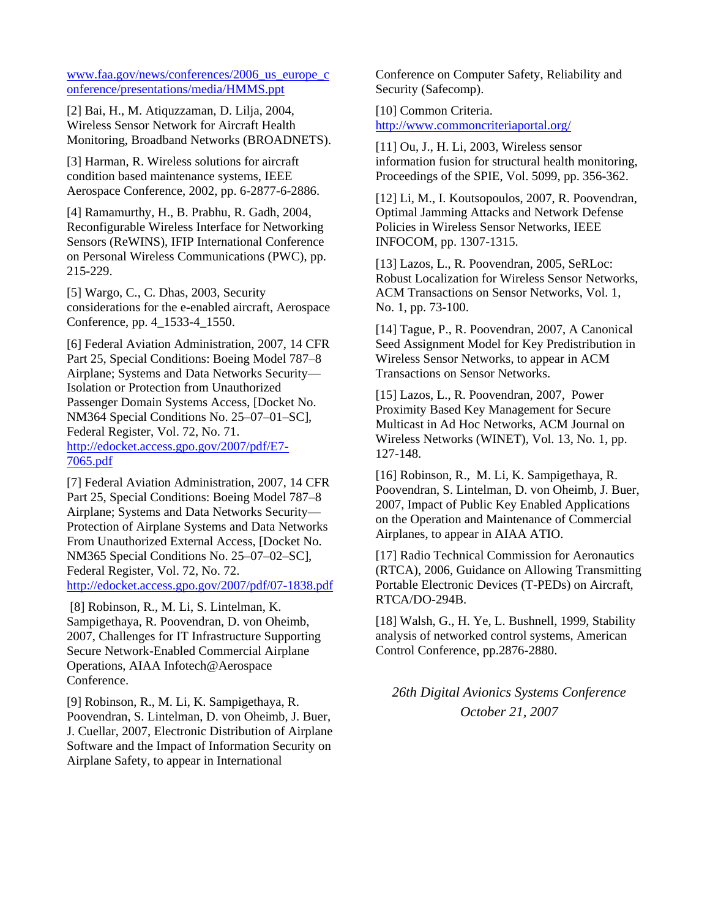www.faa.gov/news/conferences/2006_us_europe_conference/presentations/media/HMMS.ppt

[2] Bai, H., M. Atiquzzaman, D. Lilja, 2004, Wireless Sensor Network for Aircraft Health Monitoring, Broadband Networks (BROADNETS).

[3] Harman, R. Wireless solutions for aircraft condition based maintenance systems, IEEE Aerospace Conference, 2002, pp. 6-2877-6-2886.

[4] Ramamurthy, H., B. Prabhu, R. Gadh, 2004, Reconfigurable Wireless Interface for Networking Sensors (ReWINS), IFIP International Conference on Personal Wireless Communications (PWC), pp. 215-229.

[5] Wargo, C., C. Dhas, 2003, Security considerations for the e-enabled aircraft, Aerospace Conference, pp. 4_1533-4_1550.

[6] Federal Aviation Administration, 2007, 14 CFR Part 25, Special Conditions: Boeing Model 787–8 Airplane; Systems and Data Networks Security—Isolation or Protection from Unauthorized Passenger Domain Systems Access, [Docket No. NM364 Special Conditions No. 25–07–01–SC], Federal Register, Vol. 72, No. 71. http://edocket.access.gpo.gov/2007/pdf/E7-7065.pdf

[7] Federal Aviation Administration, 2007, 14 CFR Part 25, Special Conditions: Boeing Model 787–8 Airplane; Systems and Data Networks Security—Protection of Airplane Systems and Data Networks From Unauthorized External Access, [Docket No. NM365 Special Conditions No. 25–07–02–SC], Federal Register, Vol. 72, No. 72. http://edocket.access.gpo.gov/2007/pdf/07-1838.pdf

[8] Robinson, R., M. Li, S. Lintelman, K. Sampigethaya, R. Poovendran, D. von Oheimb, 2007, Challenges for IT Infrastructure Supporting Secure Network-Enabled Commercial Airplane Operations, AIAA Infotech@Aerospace Conference.

[9] Robinson, R., M. Li, K. Sampigethaya, R. Poovendran, S. Lintelman, D. von Oheimb, J. Buer, J. Cuellar, 2007, Electronic Distribution of Airplane Software and the Impact of Information Security on Airplane Safety, to appear in International Conference on Computer Safety, Reliability and Security (Safecomp).

[10] Common Criteria. http://www.commoncriteriaportal.org/

[11] Ou, J., H. Li, 2003, Wireless sensor information fusion for structural health monitoring, Proceedings of the SPIE, Vol. 5099, pp. 356-362.

[12] Li, M., I. Koutsopoulos, 2007, R. Poovendran, Optimal Jamming Attacks and Network Defense Policies in Wireless Sensor Networks, IEEE INFOCOM, pp. 1307-1315.

[13] Lazos, L., R. Poovendran, 2005, SeRLoc: Robust Localization for Wireless Sensor Networks, ACM Transactions on Sensor Networks, Vol. 1, No. 1, pp. 73-100.

[14] Tague, P., R. Poovendran, 2007, A Canonical Seed Assignment Model for Key Predistribution in Wireless Sensor Networks, to appear in ACM Transactions on Sensor Networks.

[15] Lazos, L., R. Poovendran, 2007, Power Proximity Based Key Management for Secure Multicast in Ad Hoc Networks, ACM Journal on Wireless Networks (WINET), Vol. 13, No. 1, pp. 127-148.

[16] Robinson, R., M. Li, K. Sampigethaya, R. Poovendran, S. Lintelman, D. von Oheimb, J. Buer, 2007, Impact of Public Key Enabled Applications on the Operation and Maintenance of Commercial Airplanes, to appear in AIAA ATIO.

[17] Radio Technical Commission for Aeronautics (RTCA), 2006, Guidance on Allowing Transmitting Portable Electronic Devices (T-PEDs) on Aircraft, RTCA/DO-294B.

[18] Walsh, G., H. Ye, L. Bushnell, 1999, Stability analysis of networked control systems, American Control Conference, pp.2876-2880.

*26th Digital Avionics Systems Conference*
*October 21, 2007*